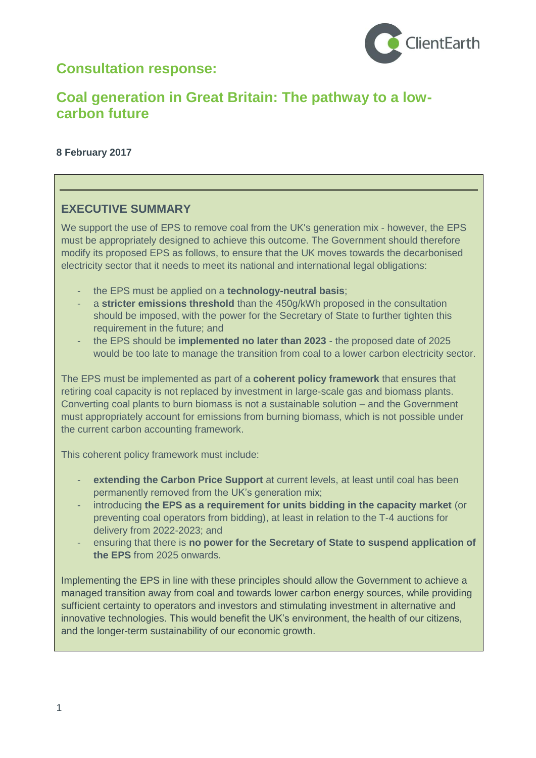# Consultation response:

## Coal generation in Great Britain: The pathway to a low-carbon future

**8 February 2017**

### EXECUTIVE SUMMARY

We support the use of EPS to remove coal from the UK's generation mix - however, the EPS must be appropriately designed to achieve this outcome. The Government should therefore modify its proposed EPS as follows, to ensure that the UK moves towards the decarbonised electricity sector that it needs to meet its national and international legal obligations:

- the EPS must be applied on a **technology-neutral basis**;
- a **stricter emissions threshold** than the 450g/kWh proposed in the consultation should be imposed, with the power for the Secretary of State to further tighten this requirement in the future; and
- the EPS should be **implemented no later than 2023** - the proposed date of 2025 would be too late to manage the transition from coal to a lower carbon electricity sector.

The EPS must be implemented as part of a **coherent policy framework** that ensures that retiring coal capacity is not replaced by investment in large-scale gas and biomass plants. Converting coal plants to burn biomass is not a sustainable solution – and the Government must appropriately account for emissions from burning biomass, which is not possible under the current carbon accounting framework.

This coherent policy framework must include:

- **extending the Carbon Price Support** at current levels, at least until coal has been permanently removed from the UK's generation mix;
- introducing **the EPS as a requirement for units bidding in the capacity market** (or preventing coal operators from bidding), at least in relation to the T-4 auctions for delivery from 2022-2023; and
- ensuring that there is **no power for the Secretary of State to suspend application of the EPS** from 2025 onwards.

Implementing the EPS in line with these principles should allow the Government to achieve a managed transition away from coal and towards lower carbon energy sources, while providing sufficient certainty to operators and investors and stimulating investment in alternative and innovative technologies. This would benefit the UK's environment, the health of our citizens, and the longer-term sustainability of our economic growth.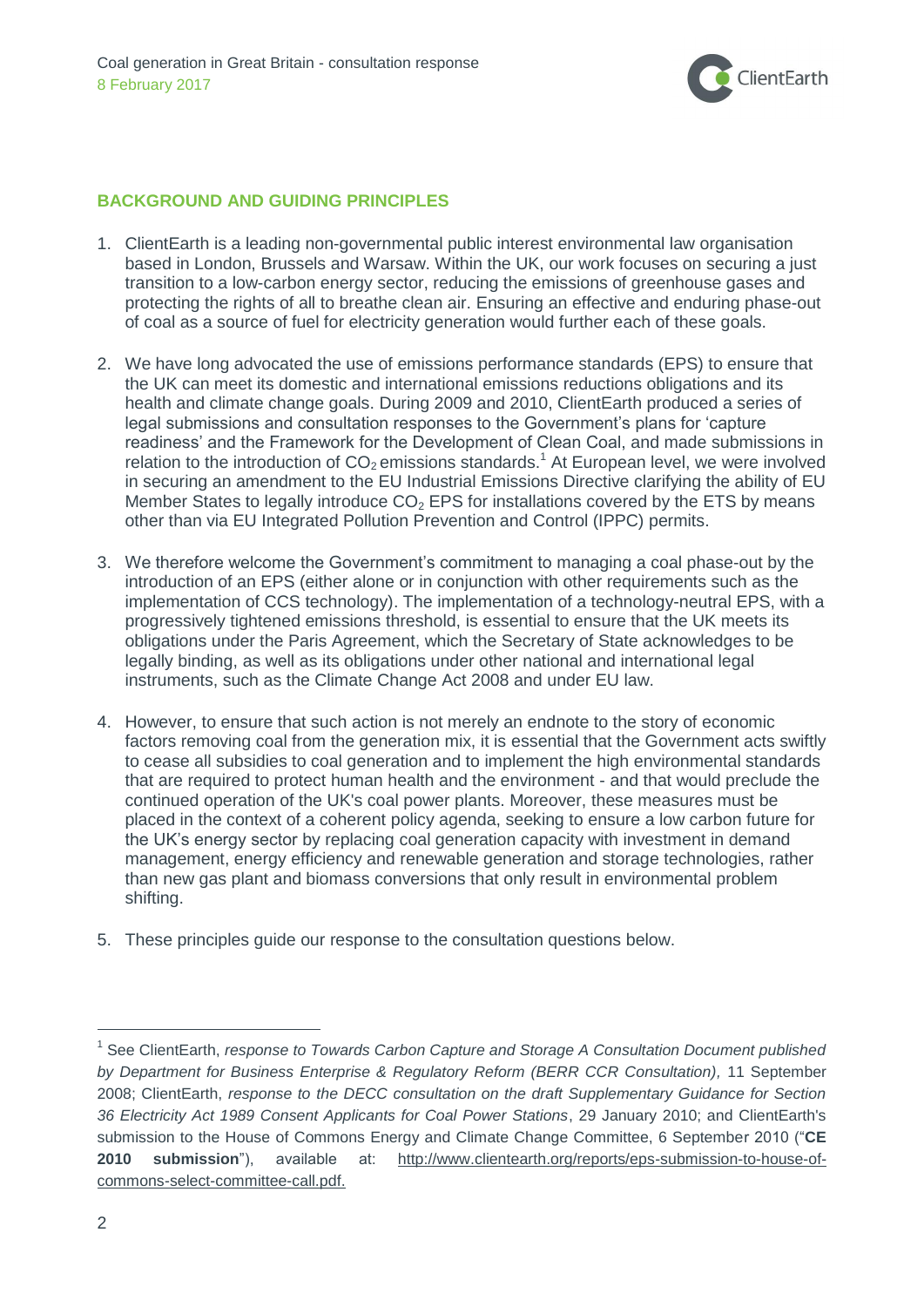## BACKGROUND AND GUIDING PRINCIPLES

1. ClientEarth is a leading non-governmental public interest environmental law organisation based in London, Brussels and Warsaw. Within the UK, our work focuses on securing a just transition to a low-carbon energy sector, reducing the emissions of greenhouse gases and protecting the rights of all to breathe clean air. Ensuring an effective and enduring phase-out of coal as a source of fuel for electricity generation would further each of these goals.

2. We have long advocated the use of emissions performance standards (EPS) to ensure that the UK can meet its domestic and international emissions reductions obligations and its health and climate change goals. During 2009 and 2010, ClientEarth produced a series of legal submissions and consultation responses to the Government's plans for 'capture readiness' and the Framework for the Development of Clean Coal, and made submissions in relation to the introduction of $CO_2$ emissions standards.[1] At European level, we were involved in securing an amendment to the EU Industrial Emissions Directive clarifying the ability of EU Member States to legally introduce $CO_2$ EPS for installations covered by the ETS by means other than via EU Integrated Pollution Prevention and Control (IPPC) permits.

3. We therefore welcome the Government's commitment to managing a coal phase-out by the introduction of an EPS (either alone or in conjunction with other requirements such as the implementation of CCS technology). The implementation of a technology-neutral EPS, with a progressively tightened emissions threshold, is essential to ensure that the UK meets its obligations under the Paris Agreement, which the Secretary of State acknowledges to be legally binding, as well as its obligations under other national and international legal instruments, such as the Climate Change Act 2008 and under EU law.

4. However, to ensure that such action is not merely an endnote to the story of economic factors removing coal from the generation mix, it is essential that the Government acts swiftly to cease all subsidies to coal generation and to implement the high environmental standards that are required to protect human health and the environment - and that would preclude the continued operation of the UK's coal power plants. Moreover, these measures must be placed in the context of a coherent policy agenda, seeking to ensure a low carbon future for the UK's energy sector by replacing coal generation capacity with investment in demand management, energy efficiency and renewable generation and storage technologies, rather than new gas plant and biomass conversions that only result in environmental problem shifting.

5. These principles guide our response to the consultation questions below.

---

[1] See ClientEarth, *response to Towards Carbon Capture and Storage A Consultation Document published by Department for Business Enterprise & Regulatory Reform (BERR CCR Consultation),* 11 September 2008; ClientEarth, *response to the DECC consultation on the draft Supplementary Guidance for Section 36 Electricity Act 1989 Consent Applicants for Coal Power Stations*, 29 January 2010; and ClientEarth's submission to the House of Commons Energy and Climate Change Committee, 6 September 2010 ("**CE 2010 submission**"), available at: http://www.clientearth.org/reports/eps-submission-to-house-of-commons-select-committee-call.pdf.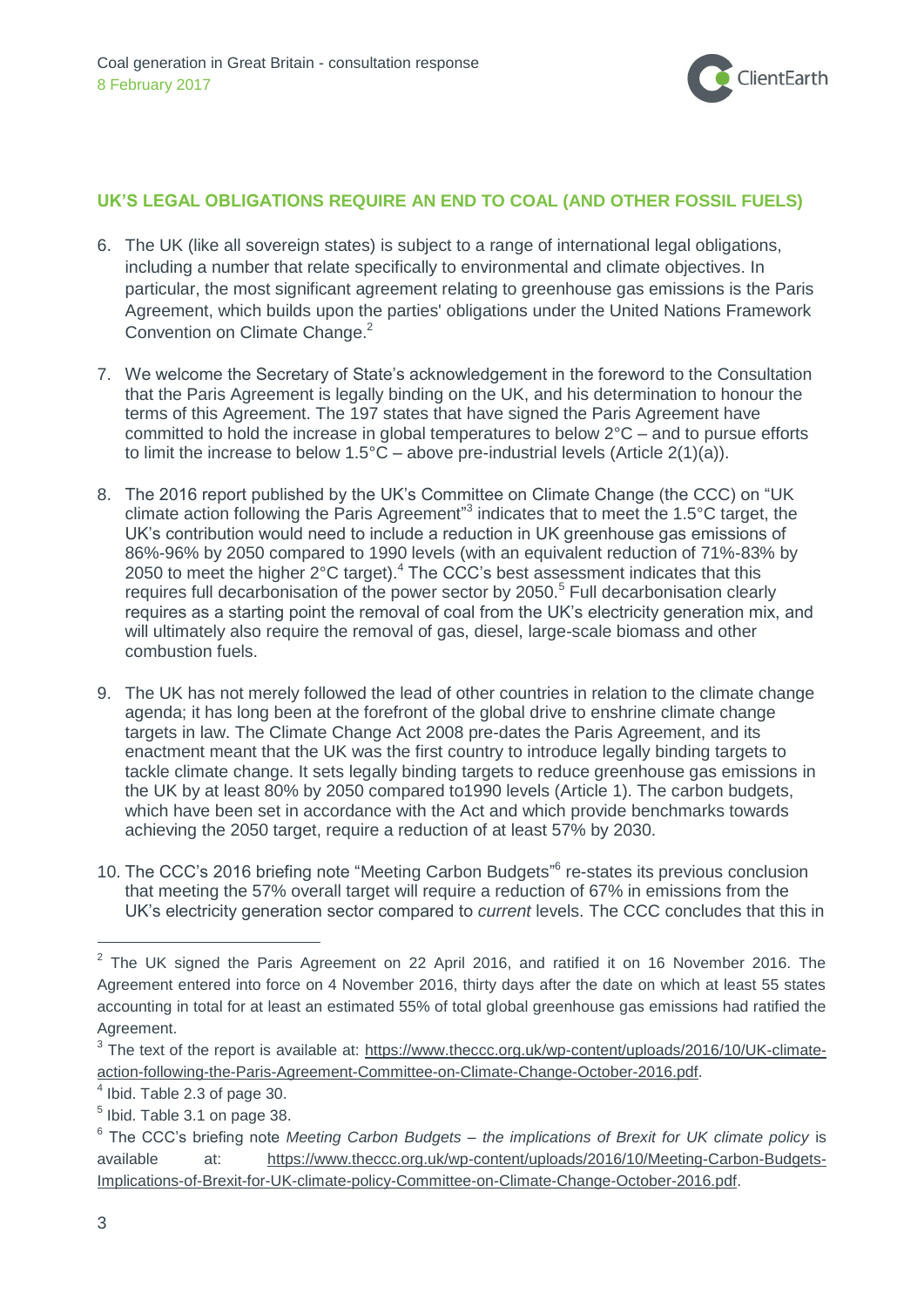## UK'S LEGAL OBLIGATIONS REQUIRE AN END TO COAL (AND OTHER FOSSIL FUELS)

6. The UK (like all sovereign states) is subject to a range of international legal obligations, including a number that relate specifically to environmental and climate objectives. In particular, the most significant agreement relating to greenhouse gas emissions is the Paris Agreement, which builds upon the parties' obligations under the United Nations Framework Convention on Climate Change.[2]

7. We welcome the Secretary of State's acknowledgement in the foreword to the Consultation that the Paris Agreement is legally binding on the UK, and his determination to honour the terms of this Agreement. The 197 states that have signed the Paris Agreement have committed to hold the increase in global temperatures to below 2°C – and to pursue efforts to limit the increase to below 1.5°C – above pre-industrial levels (Article 2(1)(a)).

8. The 2016 report published by the UK's Committee on Climate Change (the CCC) on "UK climate action following the Paris Agreement"[3] indicates that to meet the 1.5°C target, the UK's contribution would need to include a reduction in UK greenhouse gas emissions of 86%-96% by 2050 compared to 1990 levels (with an equivalent reduction of 71%-83% by 2050 to meet the higher 2°C target).[4] The CCC's best assessment indicates that this requires full decarbonisation of the power sector by 2050.[5] Full decarbonisation clearly requires as a starting point the removal of coal from the UK's electricity generation mix, and will ultimately also require the removal of gas, diesel, large-scale biomass and other combustion fuels.

9. The UK has not merely followed the lead of other countries in relation to the climate change agenda; it has long been at the forefront of the global drive to enshrine climate change targets in law. The Climate Change Act 2008 pre-dates the Paris Agreement, and its enactment meant that the UK was the first country to introduce legally binding targets to tackle climate change. It sets legally binding targets to reduce greenhouse gas emissions in the UK by at least 80% by 2050 compared to1990 levels (Article 1). The carbon budgets, which have been set in accordance with the Act and which provide benchmarks towards achieving the 2050 target, require a reduction of at least 57% by 2030.

10. The CCC's 2016 briefing note "Meeting Carbon Budgets"[6] re-states its previous conclusion that meeting the 57% overall target will require a reduction of 67% in emissions from the UK's electricity generation sector compared to *current* levels. The CCC concludes that this in

---

[2] The UK signed the Paris Agreement on 22 April 2016, and ratified it on 16 November 2016. The Agreement entered into force on 4 November 2016, thirty days after the date on which at least 55 states accounting in total for at least an estimated 55% of total global greenhouse gas emissions had ratified the Agreement.

[3] The text of the report is available at: https://www.theccc.org.uk/wp-content/uploads/2016/10/UK-climate-action-following-the-Paris-Agreement-Committee-on-Climate-Change-October-2016.pdf.

[4] Ibid. Table 2.3 of page 30.

[5] Ibid. Table 3.1 on page 38.

[6] The CCC's briefing note *Meeting Carbon Budgets – the implications of Brexit for UK climate policy* is available at: https://www.theccc.org.uk/wp-content/uploads/2016/10/Meeting-Carbon-Budgets-Implications-of-Brexit-for-UK-climate-policy-Committee-on-Climate-Change-October-2016.pdf.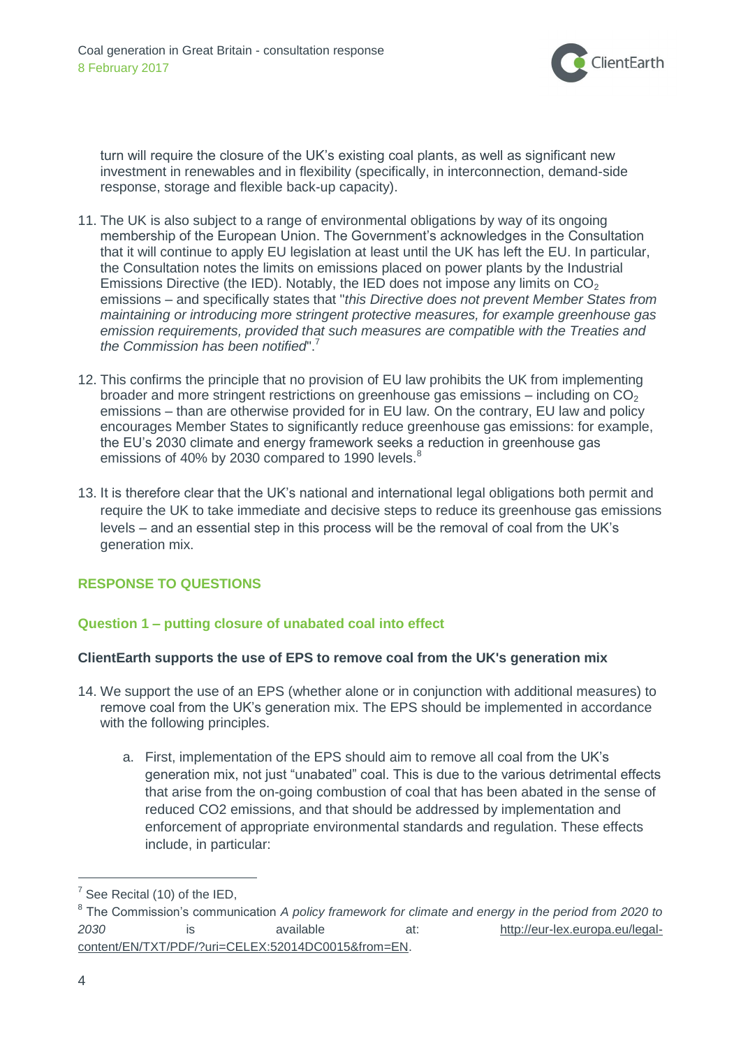turn will require the closure of the UK's existing coal plants, as well as significant new investment in renewables and in flexibility (specifically, in interconnection, demand-side response, storage and flexible back-up capacity).

11. The UK is also subject to a range of environmental obligations by way of its ongoing membership of the European Union. The Government's acknowledges in the Consultation that it will continue to apply EU legislation at least until the UK has left the EU. In particular, the Consultation notes the limits on emissions placed on power plants by the Industrial Emissions Directive (the IED). Notably, the IED does not impose any limits on $CO_2$ emissions – and specifically states that "*this Directive does not prevent Member States from maintaining or introducing more stringent protective measures, for example greenhouse gas emission requirements, provided that such measures are compatible with the Treaties and the Commission has been notified*".[7]

12. This confirms the principle that no provision of EU law prohibits the UK from implementing broader and more stringent restrictions on greenhouse gas emissions – including on $CO_2$ emissions – than are otherwise provided for in EU law. On the contrary, EU law and policy encourages Member States to significantly reduce greenhouse gas emissions: for example, the EU's 2030 climate and energy framework seeks a reduction in greenhouse gas emissions of 40% by 2030 compared to 1990 levels.[8]

13. It is therefore clear that the UK's national and international legal obligations both permit and require the UK to take immediate and decisive steps to reduce its greenhouse gas emissions levels – and an essential step in this process will be the removal of coal from the UK's generation mix.

## RESPONSE TO QUESTIONS

### Question 1 – putting closure of unabated coal into effect

**ClientEarth supports the use of EPS to remove coal from the UK's generation mix**

14. We support the use of an EPS (whether alone or in conjunction with additional measures) to remove coal from the UK's generation mix. The EPS should be implemented in accordance with the following principles.

    a. First, implementation of the EPS should aim to remove all coal from the UK's generation mix, not just "unabated" coal. This is due to the various detrimental effects that arise from the on-going combustion of coal that has been abated in the sense of reduced CO2 emissions, and that should be addressed by implementation and enforcement of appropriate environmental standards and regulation. These effects include, in particular:

---

[7] See Recital (10) of the IED,

[8] The Commission's communication *A policy framework for climate and energy in the period from 2020 to 2030* is available at: http://eur-lex.europa.eu/legal-content/EN/TXT/PDF/?uri=CELEX:52014DC0015&from=EN.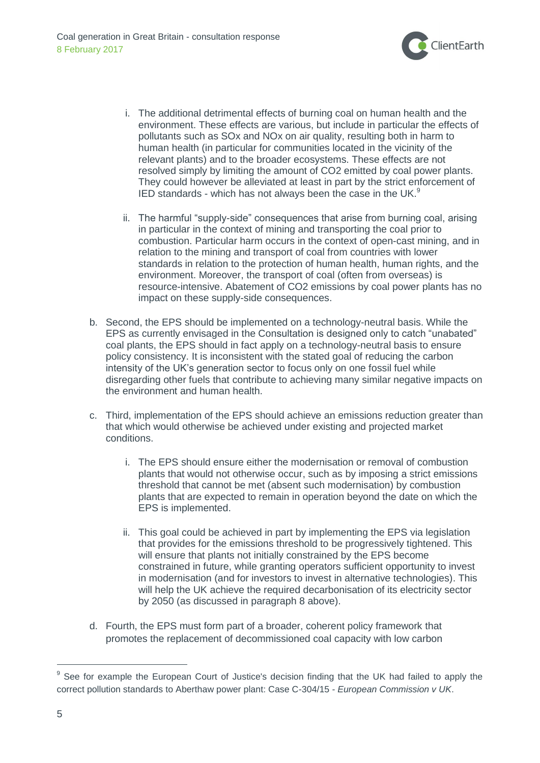i. The additional detrimental effects of burning coal on human health and the environment. These effects are various, but include in particular the effects of pollutants such as SOx and NOx on air quality, resulting both in harm to human health (in particular for communities located in the vicinity of the relevant plants) and to the broader ecosystems. These effects are not resolved simply by limiting the amount of $CO_2$ emitted by coal power plants. They could however be alleviated at least in part by the strict enforcement of IED standards - which has not always been the case in the UK.[9]

   ii. The harmful "supply-side" consequences that arise from burning coal, arising in particular in the context of mining and transporting the coal prior to combustion. Particular harm occurs in the context of open-cast mining, and in relation to the mining and transport of coal from countries with lower standards in relation to the protection of human health, human rights, and the environment. Moreover, the transport of coal (often from overseas) is resource-intensive. Abatement of $CO_2$ emissions by coal power plants has no impact on these supply-side consequences.

b. Second, the EPS should be implemented on a technology-neutral basis. While the EPS as currently envisaged in the Consultation is designed only to catch "unabated" coal plants, the EPS should in fact apply on a technology-neutral basis to ensure policy consistency. It is inconsistent with the stated goal of reducing the carbon intensity of the UK's generation sector to focus only on one fossil fuel while disregarding other fuels that contribute to achieving many similar negative impacts on the environment and human health.

c. Third, implementation of the EPS should achieve an emissions reduction greater than that which would otherwise be achieved under existing and projected market conditions.

   i. The EPS should ensure either the modernisation or removal of combustion plants that would not otherwise occur, such as by imposing a strict emissions threshold that cannot be met (absent such modernisation) by combustion plants that are expected to remain in operation beyond the date on which the EPS is implemented.

   ii. This goal could be achieved in part by implementing the EPS via legislation that provides for the emissions threshold to be progressively tightened. This will ensure that plants not initially constrained by the EPS become constrained in future, while granting operators sufficient opportunity to invest in modernisation (and for investors to invest in alternative technologies). This will help the UK achieve the required decarbonisation of its electricity sector by 2050 (as discussed in paragraph 8 above).

d. Fourth, the EPS must form part of a broader, coherent policy framework that promotes the replacement of decommissioned coal capacity with low carbon

---

[9] See for example the European Court of Justice's decision finding that the UK had failed to apply the correct pollution standards to Aberthaw power plant: Case C-304/15 - *European Commission v UK*.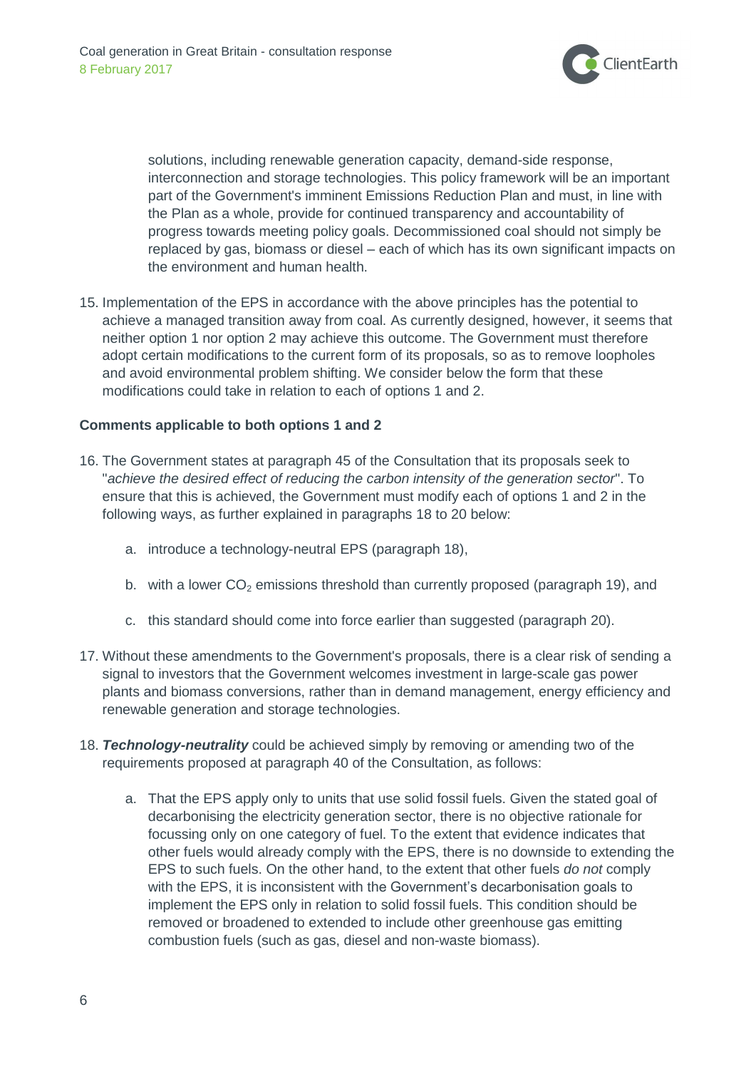solutions, including renewable generation capacity, demand-side response, interconnection and storage technologies. This policy framework will be an important part of the Government's imminent Emissions Reduction Plan and must, in line with the Plan as a whole, provide for continued transparency and accountability of progress towards meeting policy goals. Decommissioned coal should not simply be replaced by gas, biomass or diesel – each of which has its own significant impacts on the environment and human health.

15. Implementation of the EPS in accordance with the above principles has the potential to achieve a managed transition away from coal. As currently designed, however, it seems that neither option 1 nor option 2 may achieve this outcome. The Government must therefore adopt certain modifications to the current form of its proposals, so as to remove loopholes and avoid environmental problem shifting. We consider below the form that these modifications could take in relation to each of options 1 and 2.

**Comments applicable to both options 1 and 2**

16. The Government states at paragraph 45 of the Consultation that its proposals seek to "*achieve the desired effect of reducing the carbon intensity of the generation sector*". To ensure that this is achieved, the Government must modify each of options 1 and 2 in the following ways, as further explained in paragraphs 18 to 20 below:

    a. introduce a technology-neutral EPS (paragraph 18),

    b. with a lower $CO_2$ emissions threshold than currently proposed (paragraph 19), and

    c. this standard should come into force earlier than suggested (paragraph 20).

17. Without these amendments to the Government's proposals, there is a clear risk of sending a signal to investors that the Government welcomes investment in large-scale gas power plants and biomass conversions, rather than in demand management, energy efficiency and renewable generation and storage technologies.

18. ***Technology-neutrality*** could be achieved simply by removing or amending two of the requirements proposed at paragraph 40 of the Consultation, as follows:

    a. That the EPS apply only to units that use solid fossil fuels. Given the stated goal of decarbonising the electricity generation sector, there is no objective rationale for focussing only on one category of fuel. To the extent that evidence indicates that other fuels would already comply with the EPS, there is no downside to extending the EPS to such fuels. On the other hand, to the extent that other fuels *do not* comply with the EPS, it is inconsistent with the Government's decarbonisation goals to implement the EPS only in relation to solid fossil fuels. This condition should be removed or broadened to extended to include other greenhouse gas emitting combustion fuels (such as gas, diesel and non-waste biomass).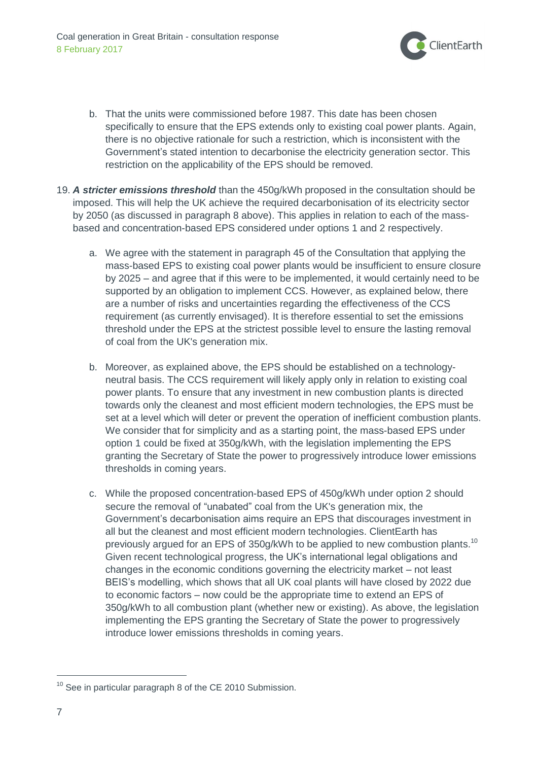b. That the units were commissioned before 1987. This date has been chosen specifically to ensure that the EPS extends only to existing coal power plants. Again, there is no objective rationale for such a restriction, which is inconsistent with the Government's stated intention to decarbonise the electricity generation sector. This restriction on the applicability of the EPS should be removed.

19. ***A stricter emissions threshold*** than the 450g/kWh proposed in the consultation should be imposed. This will help the UK achieve the required decarbonisation of its electricity sector by 2050 (as discussed in paragraph 8 above). This applies in relation to each of the mass-based and concentration-based EPS considered under options 1 and 2 respectively.

    a. We agree with the statement in paragraph 45 of the Consultation that applying the mass-based EPS to existing coal power plants would be insufficient to ensure closure by 2025 – and agree that if this were to be implemented, it would certainly need to be supported by an obligation to implement CCS. However, as explained below, there are a number of risks and uncertainties regarding the effectiveness of the CCS requirement (as currently envisaged). It is therefore essential to set the emissions threshold under the EPS at the strictest possible level to ensure the lasting removal of coal from the UK's generation mix.

    b. Moreover, as explained above, the EPS should be established on a technology-neutral basis. The CCS requirement will likely apply only in relation to existing coal power plants. To ensure that any investment in new combustion plants is directed towards only the cleanest and most efficient modern technologies, the EPS must be set at a level which will deter or prevent the operation of inefficient combustion plants. We consider that for simplicity and as a starting point, the mass-based EPS under option 1 could be fixed at 350g/kWh, with the legislation implementing the EPS granting the Secretary of State the power to progressively introduce lower emissions thresholds in coming years.

    c. While the proposed concentration-based EPS of 450g/kWh under option 2 should secure the removal of "unabated" coal from the UK's generation mix, the Government's decarbonisation aims require an EPS that discourages investment in all but the cleanest and most efficient modern technologies. ClientEarth has previously argued for an EPS of 350g/kWh to be applied to new combustion plants.[10] Given recent technological progress, the UK's international legal obligations and changes in the economic conditions governing the electricity market – not least BEIS's modelling, which shows that all UK coal plants will have closed by 2022 due to economic factors – now could be the appropriate time to extend an EPS of 350g/kWh to all combustion plant (whether new or existing). As above, the legislation implementing the EPS granting the Secretary of State the power to progressively introduce lower emissions thresholds in coming years.

[10] See in particular paragraph 8 of the CE 2010 Submission.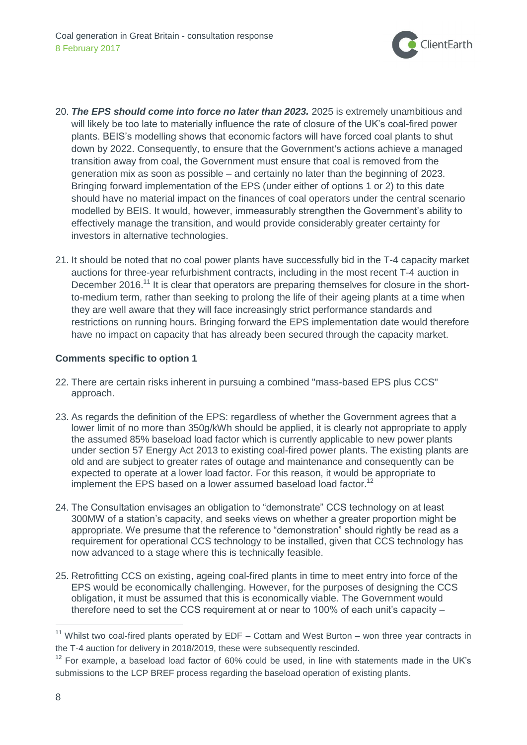20. ***The EPS should come into force no later than 2023.*** 2025 is extremely unambitious and will likely be too late to materially influence the rate of closure of the UK's coal-fired power plants. BEIS's modelling shows that economic factors will have forced coal plants to shut down by 2022. Consequently, to ensure that the Government's actions achieve a managed transition away from coal, the Government must ensure that coal is removed from the generation mix as soon as possible – and certainly no later than the beginning of 2023. Bringing forward implementation of the EPS (under either of options 1 or 2) to this date should have no material impact on the finances of coal operators under the central scenario modelled by BEIS. It would, however, immeasurably strengthen the Government's ability to effectively manage the transition, and would provide considerably greater certainty for investors in alternative technologies.

21. It should be noted that no coal power plants have successfully bid in the T-4 capacity market auctions for three-year refurbishment contracts, including in the most recent T-4 auction in December 2016.[11] It is clear that operators are preparing themselves for closure in the short-to-medium term, rather than seeking to prolong the life of their ageing plants at a time when they are well aware that they will face increasingly strict performance standards and restrictions on running hours. Bringing forward the EPS implementation date would therefore have no impact on capacity that has already been secured through the capacity market.

**Comments specific to option 1**

22. There are certain risks inherent in pursuing a combined "mass-based EPS plus CCS" approach.

23. As regards the definition of the EPS: regardless of whether the Government agrees that a lower limit of no more than 350g/kWh should be applied, it is clearly not appropriate to apply the assumed 85% baseload load factor which is currently applicable to new power plants under section 57 Energy Act 2013 to existing coal-fired power plants. The existing plants are old and are subject to greater rates of outage and maintenance and consequently can be expected to operate at a lower load factor. For this reason, it would be appropriate to implement the EPS based on a lower assumed baseload load factor.[12]

24. The Consultation envisages an obligation to "demonstrate" CCS technology on at least 300MW of a station's capacity, and seeks views on whether a greater proportion might be appropriate. We presume that the reference to "demonstration" should rightly be read as a requirement for operational CCS technology to be installed, given that CCS technology has now advanced to a stage where this is technically feasible.

25. Retrofitting CCS on existing, ageing coal-fired plants in time to meet entry into force of the EPS would be economically challenging. However, for the purposes of designing the CCS obligation, it must be assumed that this is economically viable. The Government would therefore need to set the CCS requirement at or near to 100% of each unit's capacity –

---

[11] Whilst two coal-fired plants operated by EDF – Cottam and West Burton – won three year contracts in the T-4 auction for delivery in 2018/2019, these were subsequently rescinded.

[12] For example, a baseload load factor of 60% could be used, in line with statements made in the UK's submissions to the LCP BREF process regarding the baseload operation of existing plants.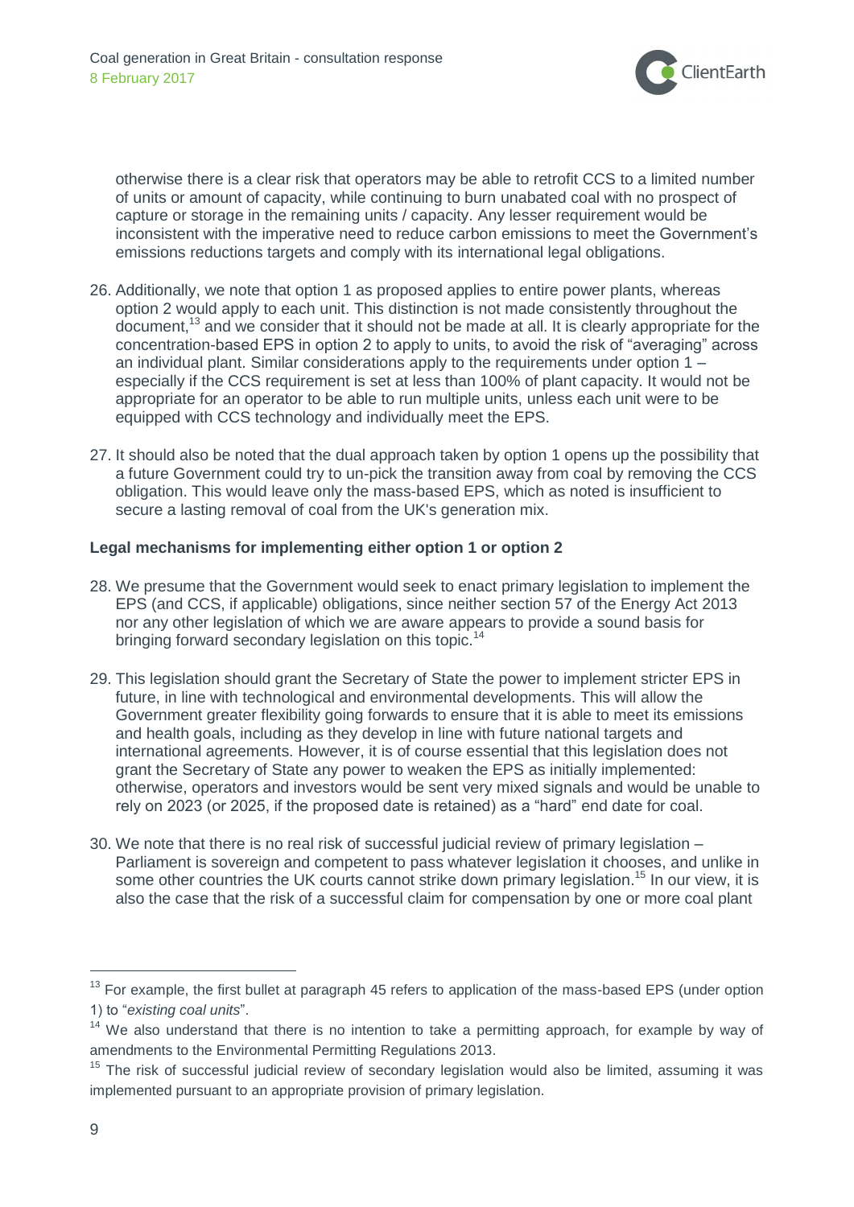otherwise there is a clear risk that operators may be able to retrofit CCS to a limited number of units or amount of capacity, while continuing to burn unabated coal with no prospect of capture or storage in the remaining units / capacity. Any lesser requirement would be inconsistent with the imperative need to reduce carbon emissions to meet the Government's emissions reductions targets and comply with its international legal obligations.

26. Additionally, we note that option 1 as proposed applies to entire power plants, whereas option 2 would apply to each unit. This distinction is not made consistently throughout the document,[13] and we consider that it should not be made at all. It is clearly appropriate for the concentration-based EPS in option 2 to apply to units, to avoid the risk of "averaging" across an individual plant. Similar considerations apply to the requirements under option 1 – especially if the CCS requirement is set at less than 100% of plant capacity. It would not be appropriate for an operator to be able to run multiple units, unless each unit were to be equipped with CCS technology and individually meet the EPS.

27. It should also be noted that the dual approach taken by option 1 opens up the possibility that a future Government could try to un-pick the transition away from coal by removing the CCS obligation. This would leave only the mass-based EPS, which as noted is insufficient to secure a lasting removal of coal from the UK's generation mix.

**Legal mechanisms for implementing either option 1 or option 2**

28. We presume that the Government would seek to enact primary legislation to implement the EPS (and CCS, if applicable) obligations, since neither section 57 of the Energy Act 2013 nor any other legislation of which we are aware appears to provide a sound basis for bringing forward secondary legislation on this topic.[14]

29. This legislation should grant the Secretary of State the power to implement stricter EPS in future, in line with technological and environmental developments. This will allow the Government greater flexibility going forwards to ensure that it is able to meet its emissions and health goals, including as they develop in line with future national targets and international agreements. However, it is of course essential that this legislation does not grant the Secretary of State any power to weaken the EPS as initially implemented: otherwise, operators and investors would be sent very mixed signals and would be unable to rely on 2023 (or 2025, if the proposed date is retained) as a "hard" end date for coal.

30. We note that there is no real risk of successful judicial review of primary legislation – Parliament is sovereign and competent to pass whatever legislation it chooses, and unlike in some other countries the UK courts cannot strike down primary legislation.[15] In our view, it is also the case that the risk of a successful claim for compensation by one or more coal plant

---

[13] For example, the first bullet at paragraph 45 refers to application of the mass-based EPS (under option 1) to "*existing coal units*".

[14] We also understand that there is no intention to take a permitting approach, for example by way of amendments to the Environmental Permitting Regulations 2013.

[15] The risk of successful judicial review of secondary legislation would also be limited, assuming it was implemented pursuant to an appropriate provision of primary legislation.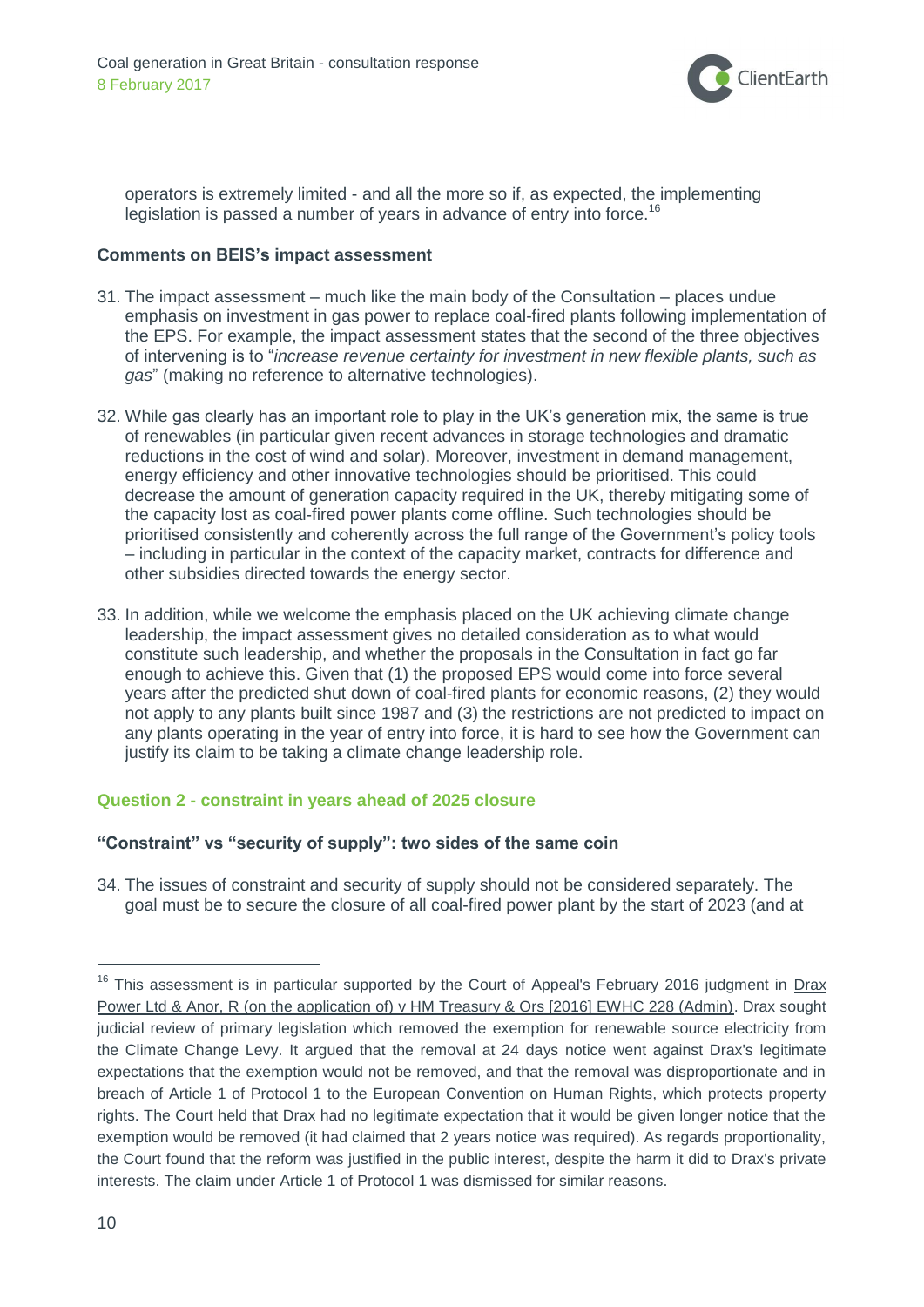operators is extremely limited - and all the more so if, as expected, the implementing legislation is passed a number of years in advance of entry into force.[16]

**Comments on BEIS's impact assessment**

31. The impact assessment – much like the main body of the Consultation – places undue emphasis on investment in gas power to replace coal-fired plants following implementation of the EPS. For example, the impact assessment states that the second of the three objectives of intervening is to "*increase revenue certainty for investment in new flexible plants, such as gas*" (making no reference to alternative technologies).

32. While gas clearly has an important role to play in the UK's generation mix, the same is true of renewables (in particular given recent advances in storage technologies and dramatic reductions in the cost of wind and solar). Moreover, investment in demand management, energy efficiency and other innovative technologies should be prioritised. This could decrease the amount of generation capacity required in the UK, thereby mitigating some of the capacity lost as coal-fired power plants come offline. Such technologies should be prioritised consistently and coherently across the full range of the Government's policy tools – including in particular in the context of the capacity market, contracts for difference and other subsidies directed towards the energy sector.

33. In addition, while we welcome the emphasis placed on the UK achieving climate change leadership, the impact assessment gives no detailed consideration as to what would constitute such leadership, and whether the proposals in the Consultation in fact go far enough to achieve this. Given that (1) the proposed EPS would come into force several years after the predicted shut down of coal-fired plants for economic reasons, (2) they would not apply to any plants built since 1987 and (3) the restrictions are not predicted to impact on any plants operating in the year of entry into force, it is hard to see how the Government can justify its claim to be taking a climate change leadership role.

### Question 2 - constraint in years ahead of 2025 closure

**"Constraint" vs "security of supply": two sides of the same coin**

34. The issues of constraint and security of supply should not be considered separately. The goal must be to secure the closure of all coal-fired power plant by the start of 2023 (and at

---

[16] This assessment is in particular supported by the Court of Appeal's February 2016 judgment in Drax Power Ltd & Anor, R (on the application of) v HM Treasury & Ors [2016] EWHC 228 (Admin). Drax sought judicial review of primary legislation which removed the exemption for renewable source electricity from the Climate Change Levy. It argued that the removal at 24 days notice went against Drax's legitimate expectations that the exemption would not be removed, and that the removal was disproportionate and in breach of Article 1 of Protocol 1 to the European Convention on Human Rights, which protects property rights. The Court held that Drax had no legitimate expectation that it would be given longer notice that the exemption would be removed (it had claimed that 2 years notice was required). As regards proportionality, the Court found that the reform was justified in the public interest, despite the harm it did to Drax's private interests. The claim under Article 1 of Protocol 1 was dismissed for similar reasons.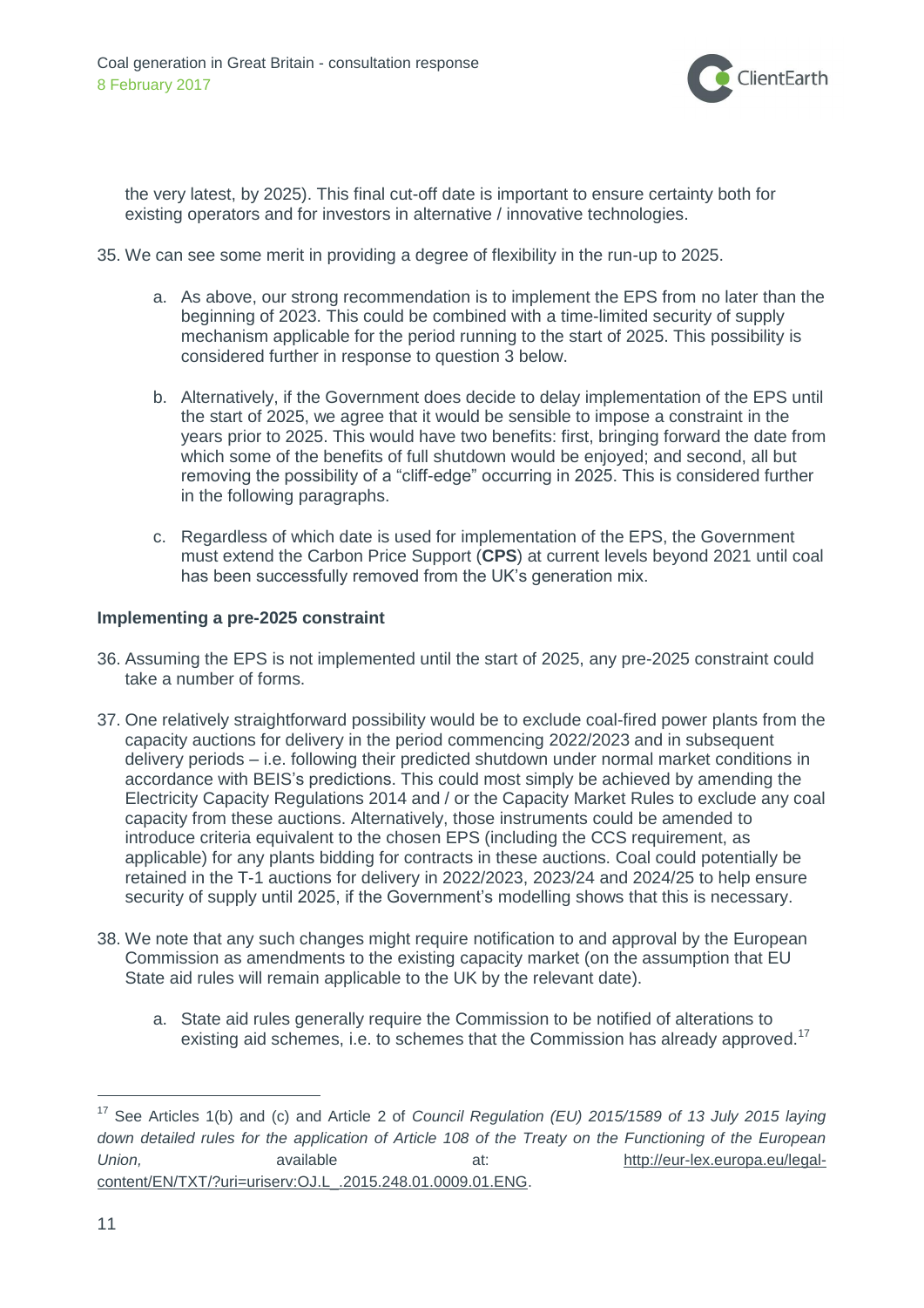the very latest, by 2025). This final cut-off date is important to ensure certainty both for existing operators and for investors in alternative / innovative technologies.

35. We can see some merit in providing a degree of flexibility in the run-up to 2025.

    a. As above, our strong recommendation is to implement the EPS from no later than the beginning of 2023. This could be combined with a time-limited security of supply mechanism applicable for the period running to the start of 2025. This possibility is considered further in response to question 3 below.

    b. Alternatively, if the Government does decide to delay implementation of the EPS until the start of 2025, we agree that it would be sensible to impose a constraint in the years prior to 2025. This would have two benefits: first, bringing forward the date from which some of the benefits of full shutdown would be enjoyed; and second, all but removing the possibility of a "cliff-edge" occurring in 2025. This is considered further in the following paragraphs.

    c. Regardless of which date is used for implementation of the EPS, the Government must extend the Carbon Price Support (**CPS**) at current levels beyond 2021 until coal has been successfully removed from the UK's generation mix.

**Implementing a pre-2025 constraint**

36. Assuming the EPS is not implemented until the start of 2025, any pre-2025 constraint could take a number of forms.

37. One relatively straightforward possibility would be to exclude coal-fired power plants from the capacity auctions for delivery in the period commencing 2022/2023 and in subsequent delivery periods – i.e. following their predicted shutdown under normal market conditions in accordance with BEIS's predictions. This could most simply be achieved by amending the Electricity Capacity Regulations 2014 and / or the Capacity Market Rules to exclude any coal capacity from these auctions. Alternatively, those instruments could be amended to introduce criteria equivalent to the chosen EPS (including the CCS requirement, as applicable) for any plants bidding for contracts in these auctions. Coal could potentially be retained in the T-1 auctions for delivery in 2022/2023, 2023/24 and 2024/25 to help ensure security of supply until 2025, if the Government's modelling shows that this is necessary.

38. We note that any such changes might require notification to and approval by the European Commission as amendments to the existing capacity market (on the assumption that EU State aid rules will remain applicable to the UK by the relevant date).

    a. State aid rules generally require the Commission to be notified of alterations to existing aid schemes, i.e. to schemes that the Commission has already approved.[17]

---

[17] See Articles 1(b) and (c) and Article 2 of *Council Regulation (EU) 2015/1589 of 13 July 2015 laying down detailed rules for the application of Article 108 of the Treaty on the Functioning of the European Union,* available at: http://eur-lex.europa.eu/legal-content/EN/TXT/?uri=uriserv:OJ.L_.2015.248.01.0009.01.ENG.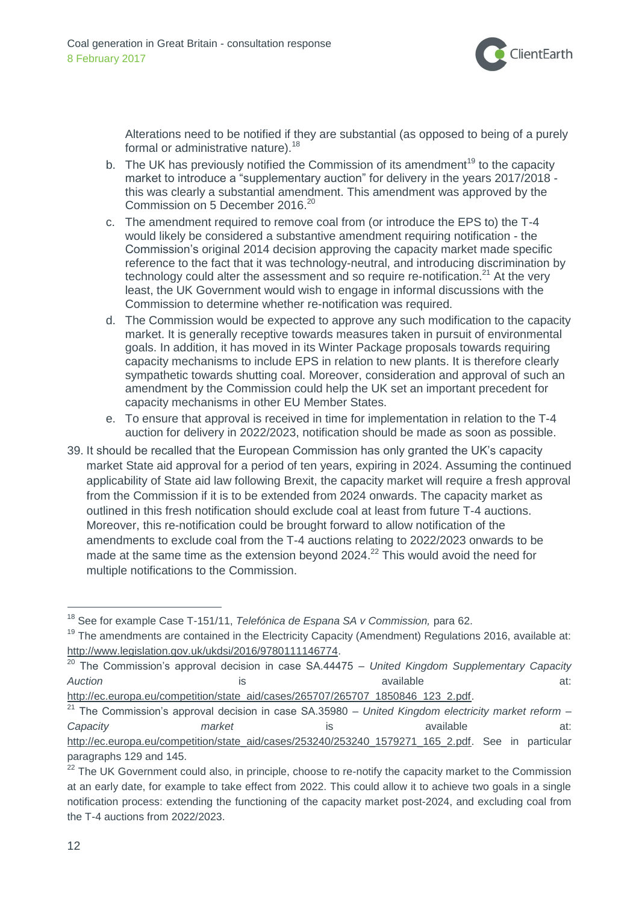Alterations need to be notified if they are substantial (as opposed to being of a purely formal or administrative nature).[18]

b. The UK has previously notified the Commission of its amendment[19] to the capacity market to introduce a "supplementary auction" for delivery in the years 2017/2018 - this was clearly a substantial amendment. This amendment was approved by the Commission on 5 December 2016.[20]

c. The amendment required to remove coal from (or introduce the EPS to) the T-4 would likely be considered a substantive amendment requiring notification - the Commission's original 2014 decision approving the capacity market made specific reference to the fact that it was technology-neutral, and introducing discrimination by technology could alter the assessment and so require re-notification.[21] At the very least, the UK Government would wish to engage in informal discussions with the Commission to determine whether re-notification was required.

d. The Commission would be expected to approve any such modification to the capacity market. It is generally receptive towards measures taken in pursuit of environmental goals. In addition, it has moved in its Winter Package proposals towards requiring capacity mechanisms to include EPS in relation to new plants. It is therefore clearly sympathetic towards shutting coal. Moreover, consideration and approval of such an amendment by the Commission could help the UK set an important precedent for capacity mechanisms in other EU Member States.

e. To ensure that approval is received in time for implementation in relation to the T-4 auction for delivery in 2022/2023, notification should be made as soon as possible.

39. It should be recalled that the European Commission has only granted the UK's capacity market State aid approval for a period of ten years, expiring in 2024. Assuming the continued applicability of State aid law following Brexit, the capacity market will require a fresh approval from the Commission if it is to be extended from 2024 onwards. The capacity market as outlined in this fresh notification should exclude coal at least from future T-4 auctions. Moreover, this re-notification could be brought forward to allow notification of the amendments to exclude coal from the T-4 auctions relating to 2022/2023 onwards to be made at the same time as the extension beyond 2024.[22] This would avoid the need for multiple notifications to the Commission.

---

[18] See for example Case T-151/11, *Telefónica de Espana SA v Commission,* para 62.

[19] The amendments are contained in the Electricity Capacity (Amendment) Regulations 2016, available at: http://www.legislation.gov.uk/ukdsi/2016/9780111146774.

[20] The Commission's approval decision in case SA.44475 – *United Kingdom Supplementary Capacity Auction* is available at: http://ec.europa.eu/competition/state_aid/cases/265707/265707_1850846_123_2.pdf.

[21] The Commission's approval decision in case SA.35980 – *United Kingdom electricity market reform – Capacity market* is available at: http://ec.europa.eu/competition/state_aid/cases/253240/253240_1579271_165_2.pdf. See in particular paragraphs 129 and 145.

[22] The UK Government could also, in principle, choose to re-notify the capacity market to the Commission at an early date, for example to take effect from 2022. This could allow it to achieve two goals in a single notification process: extending the functioning of the capacity market post-2024, and excluding coal from the T-4 auctions from 2022/2023.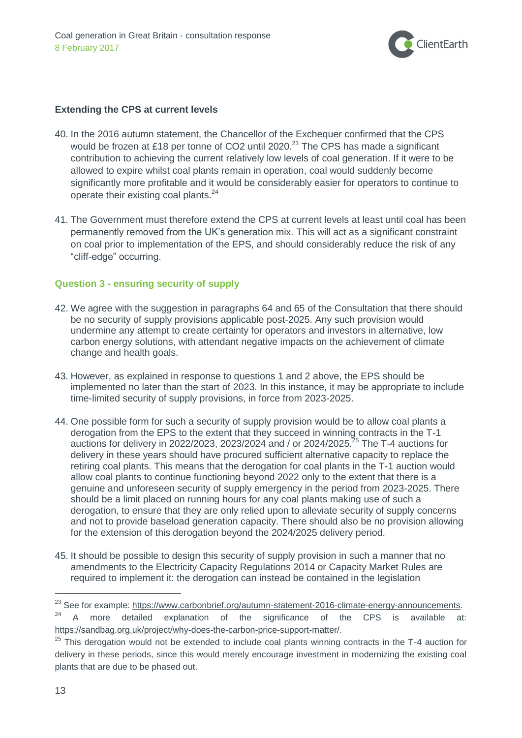### Extending the CPS at current levels

40. In the 2016 autumn statement, the Chancellor of the Exchequer confirmed that the CPS would be frozen at £18 per tonne of CO2 until 2020.[23] The CPS has made a significant contribution to achieving the current relatively low levels of coal generation. If it were to be allowed to expire whilst coal plants remain in operation, coal would suddenly become significantly more profitable and it would be considerably easier for operators to continue to operate their existing coal plants.[24]

41. The Government must therefore extend the CPS at current levels at least until coal has been permanently removed from the UK's generation mix. This will act as a significant constraint on coal prior to implementation of the EPS, and should considerably reduce the risk of any "cliff-edge" occurring.

### Question 3 - ensuring security of supply

42. We agree with the suggestion in paragraphs 64 and 65 of the Consultation that there should be no security of supply provisions applicable post-2025. Any such provision would undermine any attempt to create certainty for operators and investors in alternative, low carbon energy solutions, with attendant negative impacts on the achievement of climate change and health goals.

43. However, as explained in response to questions 1 and 2 above, the EPS should be implemented no later than the start of 2023. In this instance, it may be appropriate to include time-limited security of supply provisions, in force from 2023-2025.

44. One possible form for such a security of supply provision would be to allow coal plants a derogation from the EPS to the extent that they succeed in winning contracts in the T-1 auctions for delivery in 2022/2023, 2023/2024 and / or 2024/2025.[25] The T-4 auctions for delivery in these years should have procured sufficient alternative capacity to replace the retiring coal plants. This means that the derogation for coal plants in the T-1 auction would allow coal plants to continue functioning beyond 2022 only to the extent that there is a genuine and unforeseen security of supply emergency in the period from 2023-2025. There should be a limit placed on running hours for any coal plants making use of such a derogation, to ensure that they are only relied upon to alleviate security of supply concerns and not to provide baseload generation capacity. There should also be no provision allowing for the extension of this derogation beyond the 2024/2025 delivery period.

45. It should be possible to design this security of supply provision in such a manner that no amendments to the Electricity Capacity Regulations 2014 or Capacity Market Rules are required to implement it: the derogation can instead be contained in the legislation

---

[23] See for example: https://www.carbonbrief.org/autumn-statement-2016-climate-energy-announcements.

[24] A more detailed explanation of the significance of the CPS is available at: https://sandbag.org.uk/project/why-does-the-carbon-price-support-matter/.

[25] This derogation would not be extended to include coal plants winning contracts in the T-4 auction for delivery in these periods, since this would merely encourage investment in modernizing the existing coal plants that are due to be phased out.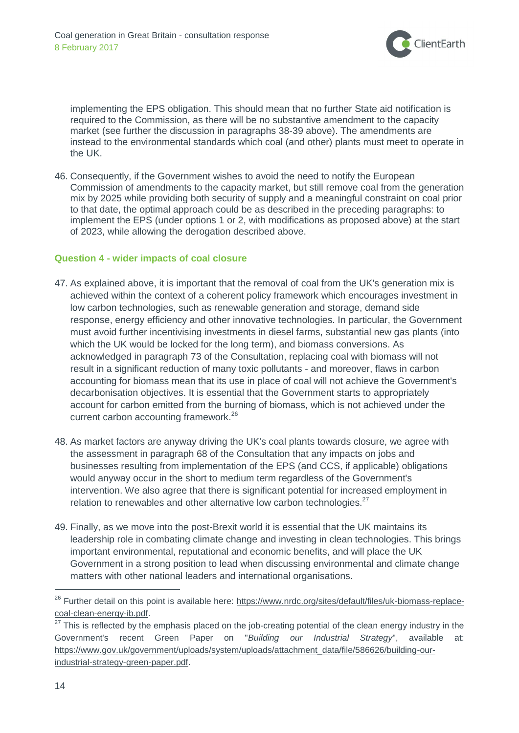implementing the EPS obligation. This should mean that no further State aid notification is required to the Commission, as there will be no substantive amendment to the capacity market (see further the discussion in paragraphs 38-39 above). The amendments are instead to the environmental standards which coal (and other) plants must meet to operate in the UK.

46. Consequently, if the Government wishes to avoid the need to notify the European Commission of amendments to the capacity market, but still remove coal from the generation mix by 2025 while providing both security of supply and a meaningful constraint on coal prior to that date, the optimal approach could be as described in the preceding paragraphs: to implement the EPS (under options 1 or 2, with modifications as proposed above) at the start of 2023, while allowing the derogation described above.

### Question 4 - wider impacts of coal closure

47. As explained above, it is important that the removal of coal from the UK's generation mix is achieved within the context of a coherent policy framework which encourages investment in low carbon technologies, such as renewable generation and storage, demand side response, energy efficiency and other innovative technologies. In particular, the Government must avoid further incentivising investments in diesel farms, substantial new gas plants (into which the UK would be locked for the long term), and biomass conversions. As acknowledged in paragraph 73 of the Consultation, replacing coal with biomass will not result in a significant reduction of many toxic pollutants - and moreover, flaws in carbon accounting for biomass mean that its use in place of coal will not achieve the Government's decarbonisation objectives. It is essential that the Government starts to appropriately account for carbon emitted from the burning of biomass, which is not achieved under the current carbon accounting framework.[26]

48. As market factors are anyway driving the UK's coal plants towards closure, we agree with the assessment in paragraph 68 of the Consultation that any impacts on jobs and businesses resulting from implementation of the EPS (and CCS, if applicable) obligations would anyway occur in the short to medium term regardless of the Government's intervention. We also agree that there is significant potential for increased employment in relation to renewables and other alternative low carbon technologies.[27]

49. Finally, as we move into the post-Brexit world it is essential that the UK maintains its leadership role in combating climate change and investing in clean technologies. This brings important environmental, reputational and economic benefits, and will place the UK Government in a strong position to lead when discussing environmental and climate change matters with other national leaders and international organisations.

---

[26] Further detail on this point is available here: https://www.nrdc.org/sites/default/files/uk-biomass-replace-coal-clean-energy-ib.pdf.

[27] This is reflected by the emphasis placed on the job-creating potential of the clean energy industry in the Government's recent Green Paper on "*Building our Industrial Strategy*", available at: https://www.gov.uk/government/uploads/system/uploads/attachment_data/file/586626/building-our-industrial-strategy-green-paper.pdf.